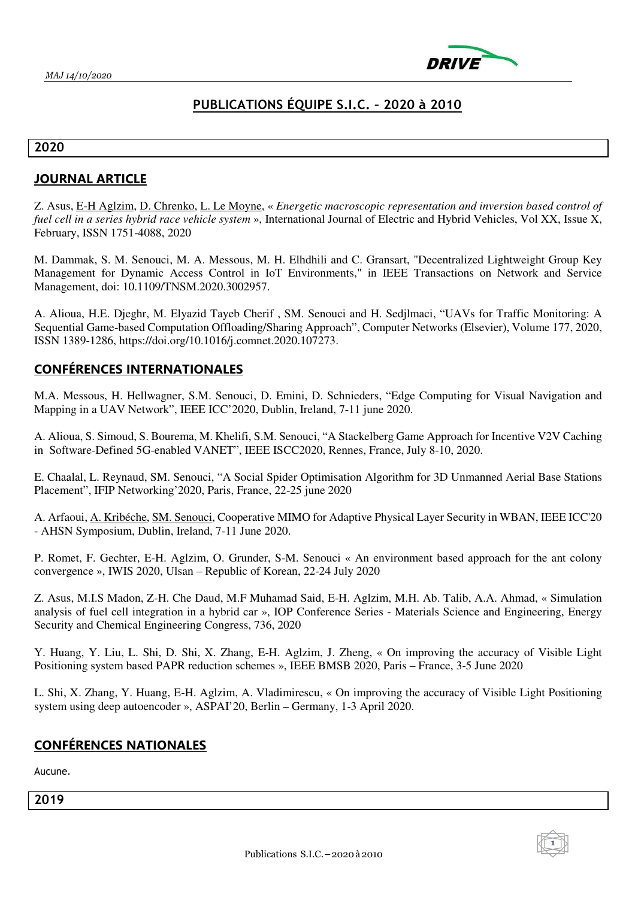*MAJ 14/10/2020*

# PUBLICATIONS ÉQUIPE S.I.C. – 2020 à 2010

## 2020

### JOURNAL ARTICLE

Z. Asus, E-H Aglzim, D. Chrenko, L. Le Moyne, « *Energetic macroscopic representation and inversion based control of fuel cell in a series hybrid race vehicle system* », International Journal of Electric and Hybrid Vehicles, Vol XX, Issue X, February, ISSN 1751-4088, 2020

M. Dammak, S. M. Senouci, M. A. Messous, M. H. Elhdhili and C. Gransart, "Decentralized Lightweight Group Key Management for Dynamic Access Control in IoT Environments," in IEEE Transactions on Network and Service Management, doi: 10.1109/TNSM.2020.3002957.

A. Alioua, H.E. Djeghr, M. Elyazid Tayeb Cherif , SM. Senouci and H. Sedjlmaci, "UAVs for Traffic Monitoring: A Sequential Game-based Computation Offloading/Sharing Approach", Computer Networks (Elsevier), Volume 177, 2020, ISSN 1389-1286, https://doi.org/10.1016/j.comnet.2020.107273.

### CONFÉRENCES INTERNATIONALES

M.A. Messous, H. Hellwagner, S.M. Senouci, D. Emini, D. Schnieders, "Edge Computing for Visual Navigation and Mapping in a UAV Network", IEEE ICC'2020, Dublin, Ireland, 7-11 june 2020.

A. Alioua, S. Simoud, S. Bourema, M. Khelifi, S.M. Senouci, "A Stackelberg Game Approach for Incentive V2V Caching in Software-Defined 5G-enabled VANET", IEEE ISCC2020, Rennes, France, July 8-10, 2020.

E. Chaalal, L. Reynaud, SM. Senouci, "A Social Spider Optimisation Algorithm for 3D Unmanned Aerial Base Stations Placement", IFIP Networking'2020, Paris, France, 22-25 june 2020

A. Arfaoui, A. Kribéche, SM. Senouci, Cooperative MIMO for Adaptive Physical Layer Security in WBAN, IEEE ICC'20 - AHSN Symposium, Dublin, Ireland, 7-11 June 2020.

P. Romet, F. Gechter, E-H. Aglzim, O. Grunder, S-M. Senouci « An environment based approach for the ant colony convergence », IWIS 2020, Ulsan – Republic of Korean, 22-24 July 2020

Z. Asus, M.I.S Madon, Z-H. Che Daud, M.F Muhamad Said, E-H. Aglzim, M.H. Ab. Talib, A.A. Ahmad, « Simulation analysis of fuel cell integration in a hybrid car », IOP Conference Series - Materials Science and Engineering, Energy Security and Chemical Engineering Congress, 736, 2020

Y. Huang, Y. Liu, L. Shi, D. Shi, X. Zhang, E-H. Aglzim, J. Zheng, « On improving the accuracy of Visible Light Positioning system based PAPR reduction schemes », IEEE BMSB 2020, Paris – France, 3-5 June 2020

L. Shi, X. Zhang, Y. Huang, E-H. Aglzim, A. Vladimirescu, « On improving the accuracy of Visible Light Positioning system using deep autoencoder », ASPAI'20, Berlin – Germany, 1-3 April 2020.

### CONFÉRENCES NATIONALES

Aucune.

## 2019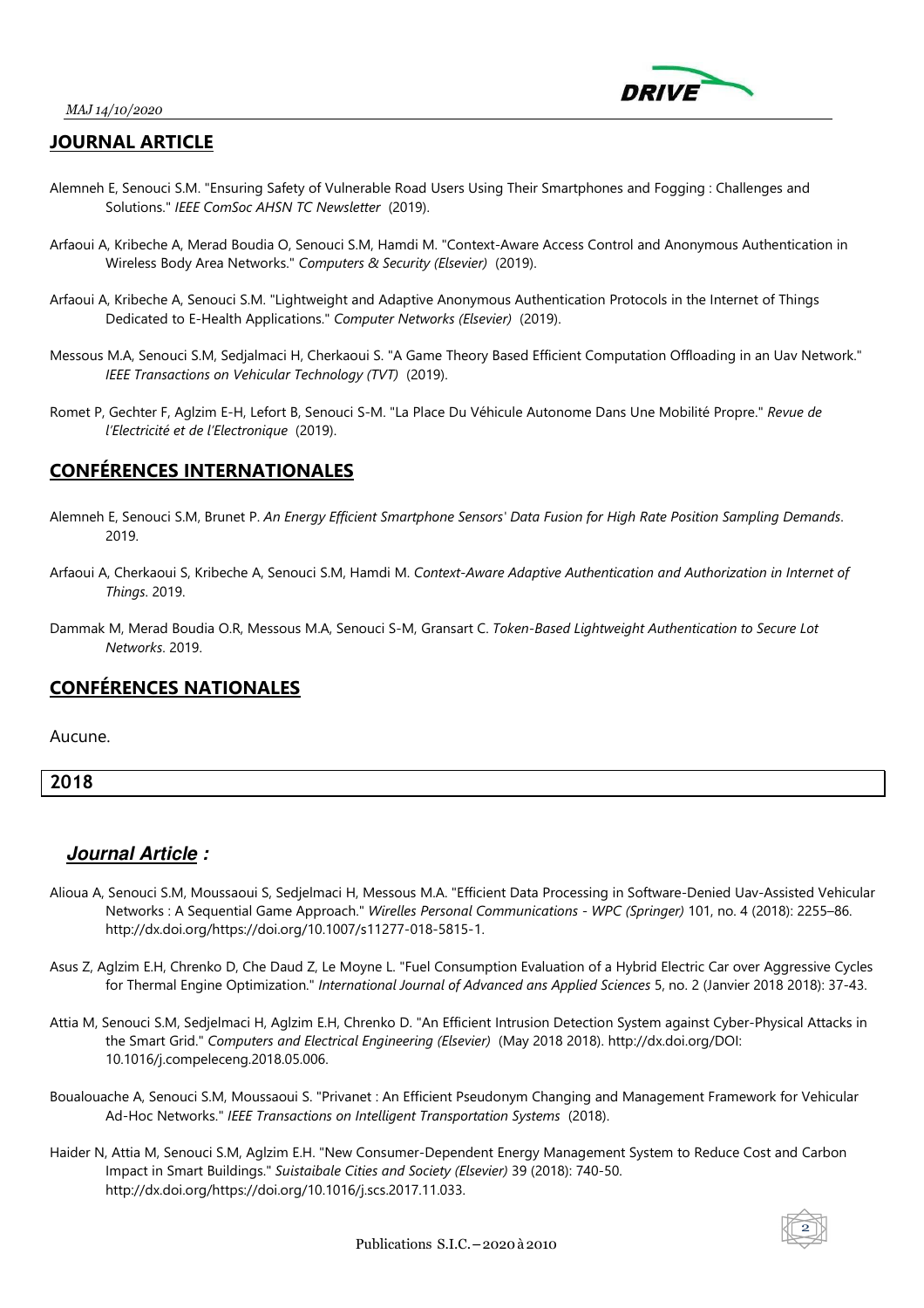## JOURNAL ARTICLE

Alemneh E, Senouci S.M. "Ensuring Safety of Vulnerable Road Users Using Their Smartphones and Fogging : Challenges and Solutions." *IEEE ComSoc AHSN TC Newsletter* (2019).

Arfaoui A, Kribeche A, Merad Boudia O, Senouci S.M, Hamdi M. "Context-Aware Access Control and Anonymous Authentication in Wireless Body Area Networks." *Computers & Security (Elsevier)* (2019).

Arfaoui A, Kribeche A, Senouci S.M. "Lightweight and Adaptive Anonymous Authentication Protocols in the Internet of Things Dedicated to E-Health Applications." *Computer Networks (Elsevier)* (2019).

Messous M.A, Senouci S.M, Sedjalmaci H, Cherkaoui S. "A Game Theory Based Efficient Computation Offloading in an Uav Network." *IEEE Transactions on Vehicular Technology (TVT)* (2019).

Romet P, Gechter F, Aglzim E-H, Lefort B, Senouci S-M. "La Place Du Véhicule Autonome Dans Une Mobilité Propre." *Revue de l'Electricité et de l'Electronique* (2019).

## CONFÉRENCES INTERNATIONALES

Alemneh E, Senouci S.M, Brunet P. *An Energy Efficient Smartphone Sensors' Data Fusion for High Rate Position Sampling Demands*. 2019.

Arfaoui A, Cherkaoui S, Kribeche A, Senouci S.M, Hamdi M. *Context-Aware Adaptive Authentication and Authorization in Internet of Things*. 2019.

Dammak M, Merad Boudia O.R, Messous M.A, Senouci S-M, Gransart C. *Token-Based Lightweight Authentication to Secure Lot Networks*. 2019.

## CONFÉRENCES NATIONALES

Aucune.

# 2018

### *Journal Article :*

Alioua A, Senouci S.M, Moussaoui S, Sedjelmaci H, Messous M.A. "Efficient Data Processing in Software-Denied Uav-Assisted Vehicular Networks : A Sequential Game Approach." *Wirelles Personal Communications - WPC (Springer)* 101, no. 4 (2018): 2255–86. http://dx.doi.org/https://doi.org/10.1007/s11277-018-5815-1.

Asus Z, Aglzim E.H, Chrenko D, Che Daud Z, Le Moyne L. "Fuel Consumption Evaluation of a Hybrid Electric Car over Aggressive Cycles for Thermal Engine Optimization." *International Journal of Advanced ans Applied Sciences* 5, no. 2 (Janvier 2018 2018): 37-43.

Attia M, Senouci S.M, Sedjelmaci H, Aglzim E.H, Chrenko D. "An Efficient Intrusion Detection System against Cyber-Physical Attacks in the Smart Grid." *Computers and Electrical Engineering (Elsevier)* (May 2018 2018). http://dx.doi.org/DOI: 10.1016/j.compeleceng.2018.05.006.

Boualouache A, Senouci S.M, Moussaoui S. "Privanet : An Efficient Pseudonym Changing and Management Framework for Vehicular Ad-Hoc Networks." *IEEE Transactions on Intelligent Transportation Systems* (2018).

Haider N, Attia M, Senouci S.M, Aglzim E.H. "New Consumer-Dependent Energy Management System to Reduce Cost and Carbon Impact in Smart Buildings." *Suistaibale Cities and Society (Elsevier)* 39 (2018): 740-50. http://dx.doi.org/https://doi.org/10.1016/j.scs.2017.11.033.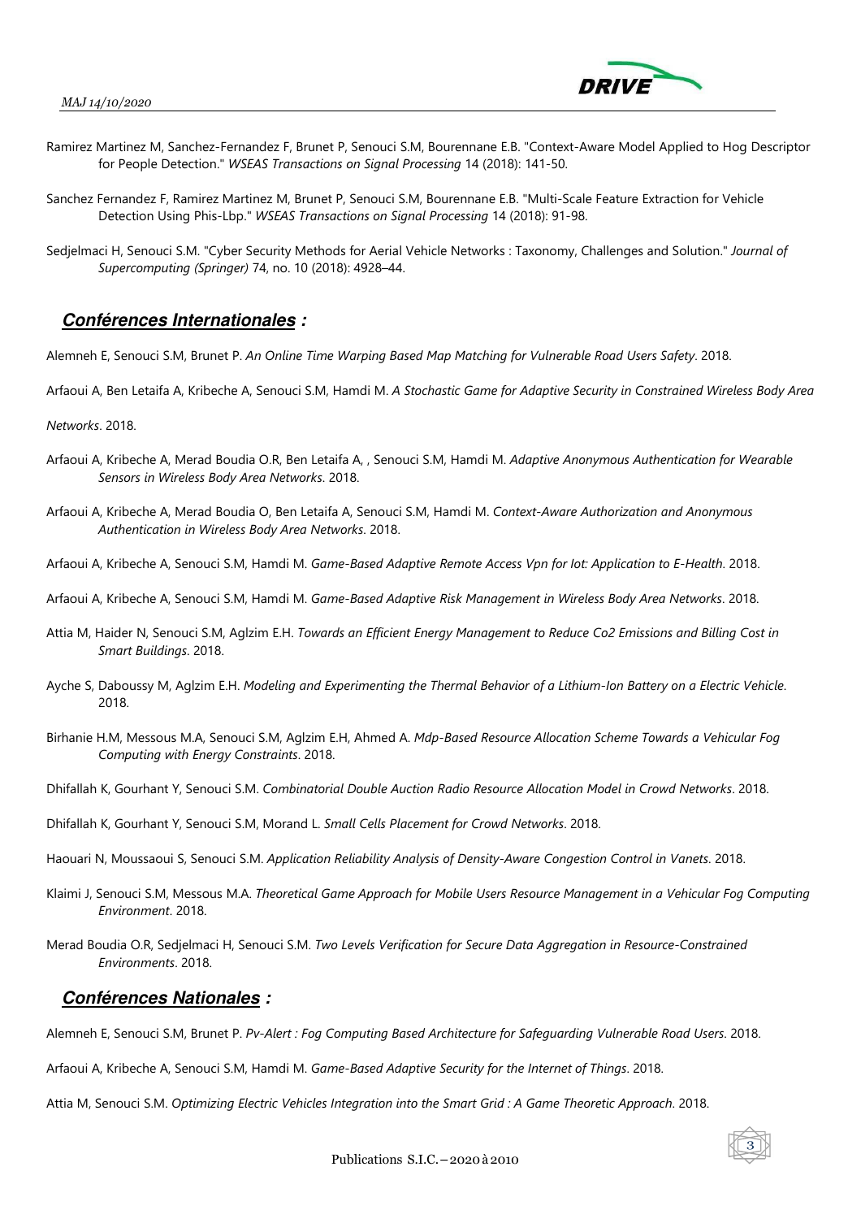Ramirez Martinez M, Sanchez-Fernandez F, Brunet P, Senouci S.M, Bourennane E.B. "Context-Aware Model Applied to Hog Descriptor for People Detection." *WSEAS Transactions on Signal Processing* 14 (2018): 141-50.

Sanchez Fernandez F, Ramirez Martinez M, Brunet P, Senouci S.M, Bourennane E.B. "Multi-Scale Feature Extraction for Vehicle Detection Using Phis-Lbp." *WSEAS Transactions on Signal Processing* 14 (2018): 91-98.

Sedjelmaci H, Senouci S.M. "Cyber Security Methods for Aerial Vehicle Networks : Taxonomy, Challenges and Solution." *Journal of Supercomputing (Springer)* 74, no. 10 (2018): 4928–44.

## ***Conférences Internationales :***

Alemneh E, Senouci S.M, Brunet P. *An Online Time Warping Based Map Matching for Vulnerable Road Users Safety*. 2018.

Arfaoui A, Ben Letaifa A, Kribeche A, Senouci S.M, Hamdi M. *A Stochastic Game for Adaptive Security in Constrained Wireless Body Area Networks*. 2018.

Arfaoui A, Kribeche A, Merad Boudia O.R, Ben Letaifa A, , Senouci S.M, Hamdi M. *Adaptive Anonymous Authentication for Wearable Sensors in Wireless Body Area Networks*. 2018.

Arfaoui A, Kribeche A, Merad Boudia O, Ben Letaifa A, Senouci S.M, Hamdi M. *Context-Aware Authorization and Anonymous Authentication in Wireless Body Area Networks*. 2018.

Arfaoui A, Kribeche A, Senouci S.M, Hamdi M. *Game-Based Adaptive Remote Access Vpn for Iot: Application to E-Health*. 2018.

Arfaoui A, Kribeche A, Senouci S.M, Hamdi M. *Game-Based Adaptive Risk Management in Wireless Body Area Networks*. 2018.

Attia M, Haider N, Senouci S.M, Aglzim E.H. *Towards an Efficient Energy Management to Reduce Co2 Emissions and Billing Cost in Smart Buildings*. 2018.

Ayche S, Daboussy M, Aglzim E.H. *Modeling and Experimenting the Thermal Behavior of a Lithium-Ion Battery on a Electric Vehicle*. 2018.

Birhanie H.M, Messous M.A, Senouci S.M, Aglzim E.H, Ahmed A. *Mdp-Based Resource Allocation Scheme Towards a Vehicular Fog Computing with Energy Constraints*. 2018.

Dhifallah K, Gourhant Y, Senouci S.M. *Combinatorial Double Auction Radio Resource Allocation Model in Crowd Networks*. 2018.

Dhifallah K, Gourhant Y, Senouci S.M, Morand L. *Small Cells Placement for Crowd Networks*. 2018.

Haouari N, Moussaoui S, Senouci S.M. *Application Reliability Analysis of Density-Aware Congestion Control in Vanets*. 2018.

Klaimi J, Senouci S.M, Messous M.A. *Theoretical Game Approach for Mobile Users Resource Management in a Vehicular Fog Computing Environment*. 2018.

Merad Boudia O.R, Sedjelmaci H, Senouci S.M. *Two Levels Verification for Secure Data Aggregation in Resource-Constrained Environments*. 2018.

## ***Conférences Nationales :***

Alemneh E, Senouci S.M, Brunet P. *Pv-Alert : Fog Computing Based Architecture for Safeguarding Vulnerable Road Users*. 2018.

Arfaoui A, Kribeche A, Senouci S.M, Hamdi M. *Game-Based Adaptive Security for the Internet of Things*. 2018.

Attia M, Senouci S.M. *Optimizing Electric Vehicles Integration into the Smart Grid : A Game Theoretic Approach*. 2018.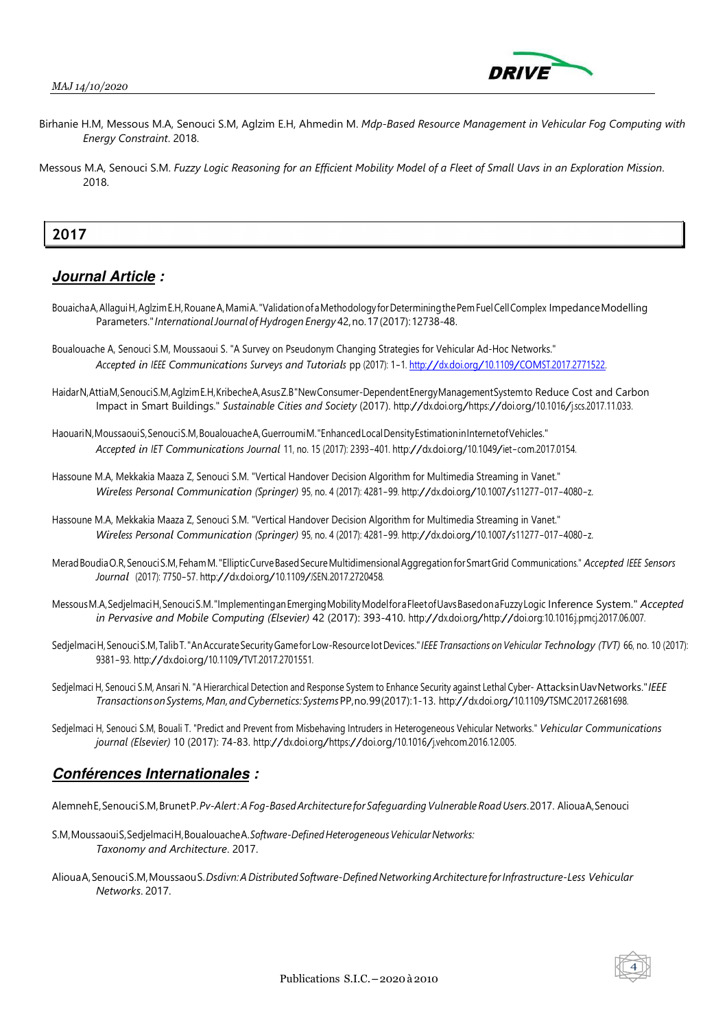Birhanie H.M, Messous M.A, Senouci S.M, Aglzim E.H, Ahmedin M. *Mdp-Based Resource Management in Vehicular Fog Computing with Energy Constraint*. 2018.

Messous M.A, Senouci S.M. *Fuzzy Logic Reasoning for an Efficient Mobility Model of a Fleet of Small Uavs in an Exploration Mission*. 2018.

## 2017

### ***Journal Article :***

Bouaicha A, Allagui H, Aglzim E.H, Rouane A, Mami A. "Validation of a Methodology for Determining the Pem Fuel Cell Complex Impedance Modelling Parameters." *International Journal of Hydrogen Energy* 42, no. 17 (2017): 12738-48.

Boualouache A, Senouci S.M, Moussaoui S. "A Survey on Pseudonym Changing Strategies for Vehicular Ad-Hoc Networks." *Accepted in IEEE Communications Surveys and Tutorials* pp (2017): 1-1. http://dx.doi.org/10.1109/COMST.2017.2771522.

Haidar N, Attia M, Senouci S.M, Aglzim E.H, Kribeche A, Asus Z.B "New Consumer-Dependent Energy Management System to Reduce Cost and Carbon Impact in Smart Buildings." *Sustainable Cities and Society* (2017). http://dx.doi.org/https://doi.org/10.1016/j.scs.2017.11.033.

Haouari N, Moussaoui S, Senouci S.M, Boualouache A, Guerroumi M. "Enhanced Local Density Estimation in Internet of Vehicles." *Accepted in IET Communications Journal* 11, no. 15 (2017): 2393-401. http://dx.doi.org/10.1049/iet-com.2017.0154.

Hassoune M.A, Mekkakia Maaza Z, Senouci S.M. "Vertical Handover Decision Algorithm for Multimedia Streaming in Vanet." *Wireless Personal Communication (Springer)* 95, no. 4 (2017): 4281-99. http://dx.doi.org/10.1007/s11277-017-4080-z.

Hassoune M.A, Mekkakia Maaza Z, Senouci S.M. "Vertical Handover Decision Algorithm for Multimedia Streaming in Vanet." *Wireless Personal Communication (Springer)* 95, no. 4 (2017): 4281-99. http://dx.doi.org/10.1007/s11277-017-4080-z.

Merad Boudia O.R, Senouci S.M, Feham M. "Elliptic Curve Based Secure Multidimensional Aggregation for Smart Grid Communications." *Accepted IEEE Sensors Journal* (2017): 7750-57. http://dx.doi.org/10.1109/JSEN.2017.2720458.

Messous M.A, Sedjelmaci H, Senouci S.M. "Implementing an Emerging Mobility Model for a Fleet of Uavs Based on a Fuzzy Logic Inference System." *Accepted in Pervasive and Mobile Computing (Elsevier)* 42 (2017): 393-410. http://dx.doi.org/http://doi.org:10.1016/j.pmcj.2017.06.007.

Sedjelmaci H, Senouci S.M, Talib T. "An Accurate Security Game for Low-Resource Iot Devices." *IEEE Transactions on Vehicular Technology (TVT)* 66, no. 10 (2017): 9381-93. http://dx.doi.org/10.1109/TVT.2017.2701551.

Sedjelmaci H, Senouci S.M, Ansari N. "A Hierarchical Detection and Response System to Enhance Security against Lethal Cyber- Attacks in Uav Networks." *IEEE Transactions on Systems, Man, and Cybernetics: Systems* PP, no. 99 (2017): 1-13. http://dx.doi.org/10.1109/TSMC.2017.2681698.

Sedjelmaci H, Senouci S.M, Bouali T. "Predict and Prevent from Misbehaving Intruders in Heterogeneous Vehicular Networks." *Vehicular Communications journal (Elsevier)* 10 (2017): 74-83. http://dx.doi.org/https://doi.org/10.1016/j.vehcom.2016.12.005.

### ***Conférences Internationales :***

Alemneh E, Senouci S.M, Brunet P. *Pv-Alert: A Fog-Based Architecture for Safeguarding Vulnerable Road Users*. 2017.

Alioua A, Senouci S.M, Moussaoui S, Sedjelmaci H, Boualouache A. *Software-Defined Heterogeneous Vehicular Networks: Taxonomy and Architecture*. 2017.

Alioua A, Senouci S.M, Moussaou S. *Dsdivn: A Distributed Software-Defined Networking Architecture for Infrastructure-Less Vehicular Networks*. 2017.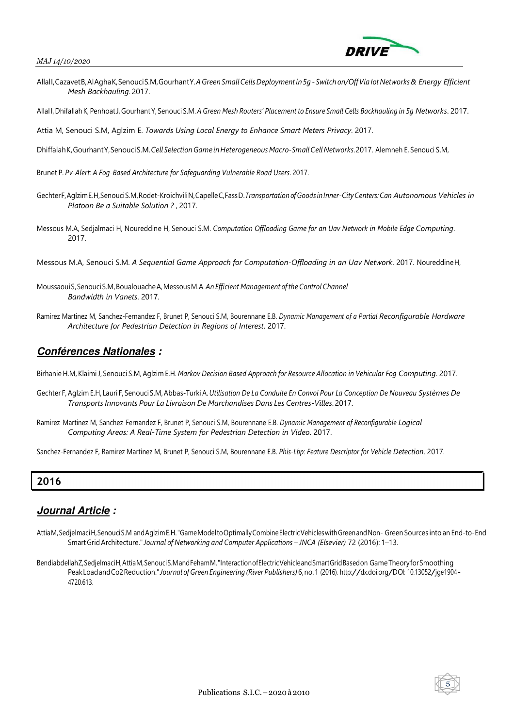Allal I, Cazavet B, Al Agha K, Senouci S.M, Gourhant Y. *A Green Small Cells Deployment in 5g - Switch on/Off Via Iot Networks & Energy Efficient Mesh Backhauling*. 2017.

Allal I, Dhifallah K, Penhoat J, Gourhant Y, Senouci S.M. *A Green Mesh Routers' Placement to Ensure Small Cells Backhauling in 5g Networks*. 2017.

Attia M, Senouci S.M, Aglzim E. *Towards Using Local Energy to Enhance Smart Meters Privacy*. 2017.

Dhiffalah K, Gourhant Y, Senouci S.M. *Cell Selection Game in Heterogeneous Macro-Small Cell Networks*. 2017. Alemneh E, Senouci S.M, Brunet P. *Pv-Alert: A Fog-Based Architecture for Safeguarding Vulnerable Road Users*. 2017.

Gechter F, Aglzim E.H, Senouci S.M, Rodet-Kroichvili N, Capelle C, Fass D. *Transportation of Goods in Inner-City Centers: Can Autonomous Vehicles in Platoon Be a Suitable Solution ?* , 2017.

Messous M.A, Sedjalmaci H, Noureddine H, Senouci S.M. *Computation Offloading Game for an Uav Network in Mobile Edge Computing*. 2017.

Messous M.A, Senouci S.M. *A Sequential Game Approach for Computation-Offloading in an Uav Network*. 2017. Noureddine H, Moussaoui S, Senouci S.M, Boualouache A, Messous M.A. *An Efficient Management of the Control Channel Bandwidth in Vanets*. 2017.

Ramirez Martinez M, Sanchez-Fernandez F, Brunet P, Senouci S.M, Bourennane E.B. *Dynamic Management of a Partial Reconfigurable Hardware Architecture for Pedestrian Detection in Regions of Interest*. 2017.

## ***Conférences Nationales*** :

Birhanie H.M, Klaimi J, Senouci S.M, Aglzim E.H. *Markov Decision Based Approach for Resource Allocation in Vehicular Fog Computing*. 2017.

Gechter F, Aglzim E.H, Lauri F, Senouci S.M, Abbas-Turki A. *Utilisation De La Conduite En Convoi Pour La Conception De Nouveau Systèmes De Transports Innovants Pour La Livraison De Marchandises Dans Les Centres-Villes*. 2017.

Ramirez-Martinez M, Sanchez-Fernandez F, Brunet P, Senouci S.M, Bourennane E.B. *Dynamic Management of Reconfigurable Logical Computing Areas: A Real-Time System for Pedestrian Detection in Video*. 2017.

Sanchez-Fernandez F, Ramirez Martinez M, Brunet P, Senouci S.M, Bourennane E.B. *Phis-Lbp: Feature Descriptor for Vehicle Detection*. 2017.

# 2016

## ***Journal Article*** :

Attia M, Sedjelmaci H, Senouci S.M and Aglzim E.H. "Game Model to Optimally Combine Electric Vehicles with Green and Non- Green Sources into an End-to-End Smart Grid Architecture." *Journal of Networking and Computer Applications – JNCA (Elsevier)* 72 (2016): 1–13.

Bendiabdellah Z, Sedjelmaci H, Attia M, Senouci S.M and Feham M. "Interaction of Electric Vehicle and Smart Grid Based on Game Theory for Smoothing Peak Load and Co2 Reduction." *Journal of Green Engineering (River Publishers)* 6, no. 1 (2016). http://dx.doi.org/DOI: 10.13052/jge1904-4720.613.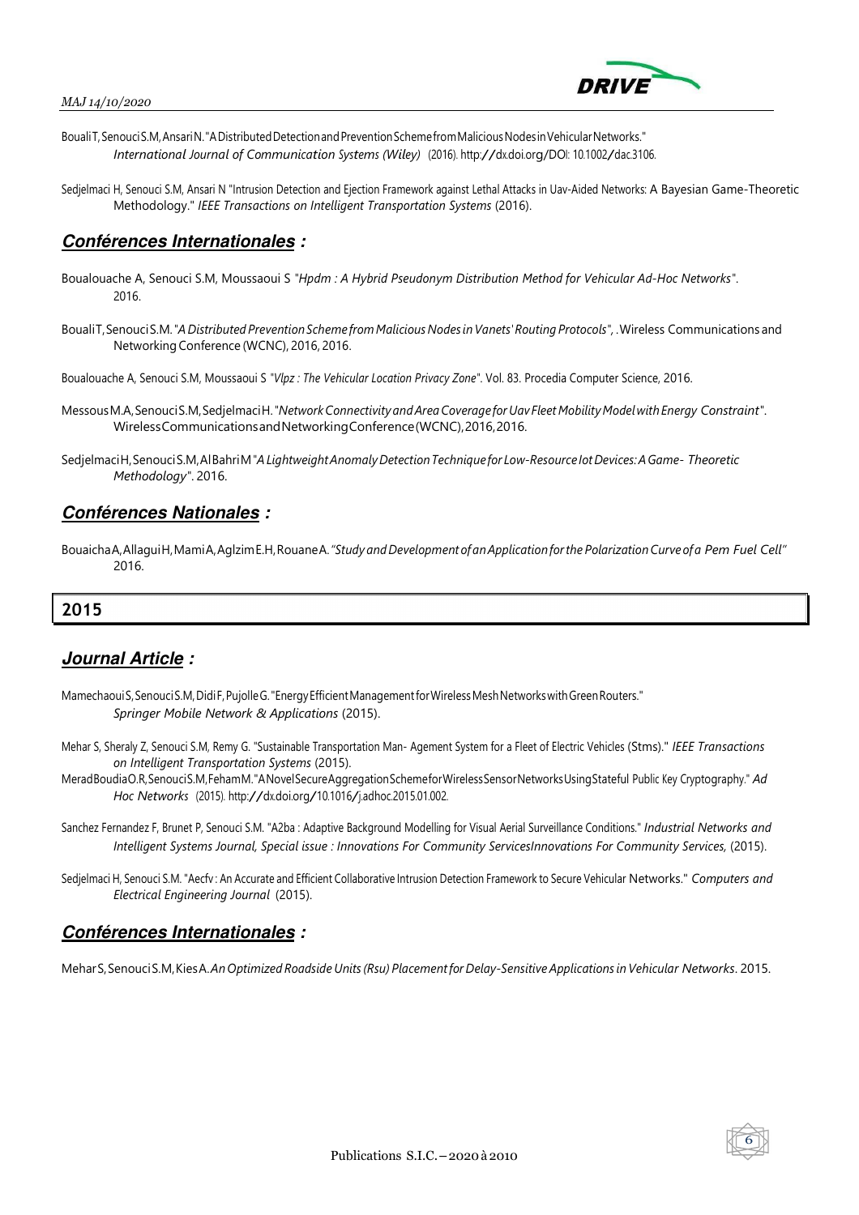BoualiT, SenouciS.M, AnsariN. "A Distributed Detection and Prevention Scheme from Malicious Nodes in Vehicular Networks." *International Journal of Communication Systems (Wiley)* (2016). http://dx.doi.org/DOI: 10.1002/dac.3106.

Sedjelmaci H, Senouci S.M, Ansari N "Intrusion Detection and Ejection Framework against Lethal Attacks in Uav-Aided Networks: A Bayesian Game-Theoretic Methodology." *IEEE Transactions on Intelligent Transportation Systems* (2016).

### ***Conférences Internationales :***

Boualouache A, Senouci S.M, Moussaoui S "*Hpdm : A Hybrid Pseudonym Distribution Method for Vehicular Ad-Hoc Networks*". 2016.

BoualiT, SenouciS.M. "*A Distributed Prevention Scheme from Malicious Nodes in Vanets' Routing Protocols*", . Wireless Communications and Networking Conference (WCNC), 2016, 2016.

Boualouache A, Senouci S.M, Moussaoui S "*Vlpz : The Vehicular Location Privacy Zone*". Vol. 83. Procedia Computer Science, 2016.

Messous M.A, Senouci S.M, Sedjelmaci H. "*Network Connectivity and Area Coverage for Uav Fleet Mobility Model with Energy Constraint*". Wireless Communications and Networking Conference (WCNC), 2016, 2016.

Sedjelmaci H, Senouci S.M, Al Bahri M "*A Lightweight Anomaly Detection Technique for Low-Resource Iot Devices: A Game- Theoretic Methodology*". 2016.

### ***Conférences Nationales :***

Bouaicha A, Allagui H, Mami A, Aglzim E.H, Rouane A. *"Study and Development of an Application for the Polarization Curve of a Pem Fuel Cell"* 2016.

## 2015

### ***Journal Article :***

Mamechaoui S, Senouci S.M, Didi F, Pujolle G. "Energy Efficient Management for Wireless Mesh Networks with Green Routers." *Springer Mobile Network & Applications* (2015).

Mehar S, Sheraly Z, Senouci S.M, Remy G. "Sustainable Transportation Man- Agement System for a Fleet of Electric Vehicles (Stms)." *IEEE Transactions on Intelligent Transportation Systems* (2015).

Merad Boudia O.R, Senouci S.M, Feham M. "A Novel Secure Aggregation Scheme for Wireless Sensor Networks Using Stateful Public Key Cryptography." *Ad Hoc Networks* (2015). http://dx.doi.org/10.1016/j.adhoc.2015.01.002.

Sanchez Fernandez F, Brunet P, Senouci S.M. "A2ba : Adaptive Background Modelling for Visual Aerial Surveillance Conditions." *Industrial Networks and Intelligent Systems Journal, Special issue : Innovations For Community ServicesInnovations For Community Services,* (2015).

Sedjelmaci H, Senouci S.M. "Aecfv : An Accurate and Efficient Collaborative Intrusion Detection Framework to Secure Vehicular Networks." *Computers and Electrical Engineering Journal* (2015).

### ***Conférences Internationales :***

Mehar S, Senouci S.M, Kies A. *An Optimized Roadside Units (Rsu) Placement for Delay-Sensitive Applications in Vehicular Networks*. 2015.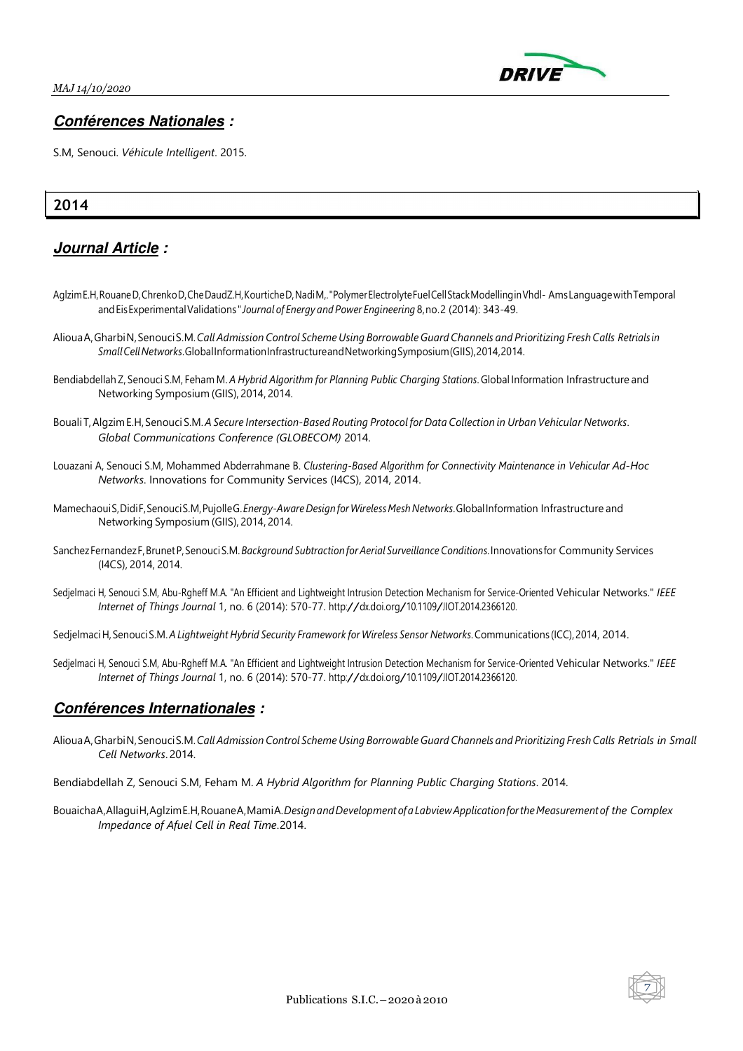## ***Conférences Nationales :***

S.M, Senouci. *Véhicule Intelligent*. 2015.

# 2014

## ***Journal Article :***

Aglzim E.H, Rouane D, Chrenko D, Che Daud Z.H, Kourtiche D, Nadi M,. "Polymer Electrolyte Fuel Cell Stack Modelling in Vhdl- Ams Language with Temporal and Eis Experimental Validations" *Journal of Energy and Power Engineering* 8, no. 2 (2014): 343-49.

Alioua A, Gharbi N, Senouci S.M. *Call Admission Control Scheme Using Borrowable Guard Channels and Prioritizing Fresh Calls Retrials in Small Cell Networks*. Global Information Infrastructure and Networking Symposium (GIIS), 2014, 2014.

Bendiabdellah Z, Senouci S.M, Feham M. *A Hybrid Algorithm for Planning Public Charging Stations*. Global Information Infrastructure and Networking Symposium (GIIS), 2014, 2014.

Bouali T, Algzim E.H, Senouci S.M. *A Secure Intersection-Based Routing Protocol for Data Collection in Urban Vehicular Networks*. *Global Communications Conference (GLOBECOM)* 2014.

Louazani A, Senouci S.M, Mohammed Abderrahmane B. *Clustering-Based Algorithm for Connectivity Maintenance in Vehicular Ad-Hoc Networks*. Innovations for Community Services (I4CS), 2014, 2014.

Mamechaoui S, Didi F, Senouci S.M, Pujolle G. *Energy-Aware Design for Wireless Mesh Networks*. Global Information Infrastructure and Networking Symposium (GIIS), 2014, 2014.

Sanchez Fernandez F, Brunet P, Senouci S.M. *Background Subtraction for Aerial Surveillance Conditions*. Innovations for Community Services (I4CS), 2014, 2014.

Sedjelmaci H, Senouci S.M, Abu-Rgheff M.A. "An Efficient and Lightweight Intrusion Detection Mechanism for Service-Oriented Vehicular Networks." *IEEE Internet of Things Journal* 1, no. 6 (2014): 570-77. http://dx.doi.org/10.1109/JIOT.2014.2366120.

Sedjelmaci H, Senouci S.M. *A Lightweight Hybrid Security Framework for Wireless Sensor Networks*. Communications (ICC), 2014, 2014.

Sedjelmaci H, Senouci S.M, Abu-Rgheff M.A. "An Efficient and Lightweight Intrusion Detection Mechanism for Service-Oriented Vehicular Networks." *IEEE Internet of Things Journal* 1, no. 6 (2014): 570-77. http://dx.doi.org/10.1109/JIOT.2014.2366120.

## ***Conférences Internationales :***

Alioua A, Gharbi N, Senouci S.M. *Call Admission Control Scheme Using Borrowable Guard Channels and Prioritizing Fresh Calls Retrials in Small Cell Networks*. 2014.

Bendiabdellah Z, Senouci S.M, Feham M. *A Hybrid Algorithm for Planning Public Charging Stations*. 2014.

Bouaicha A, Allagui H, Aglzim E.H, Rouane A, Mami A. *Design and Development of a Labview Application for the Measurement of the Complex Impedance of Afuel Cell in Real Time*. 2014.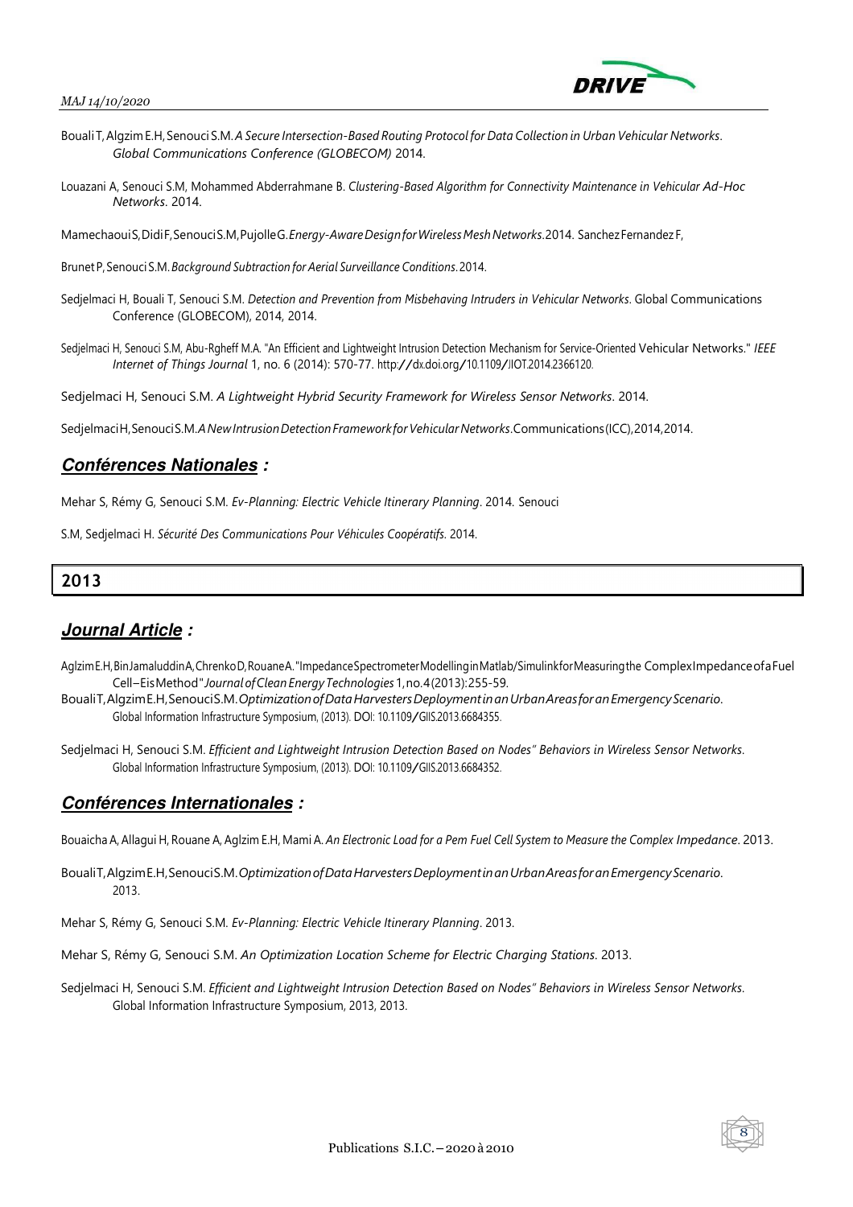Bouali T, Algzim E.H, Senouci S.M. *A Secure Intersection-Based Routing Protocol for Data Collection in Urban Vehicular Networks. Global Communications Conference (GLOBECOM)* 2014.

Louazani A, Senouci S.M, Mohammed Abderrahmane B. *Clustering-Based Algorithm for Connectivity Maintenance in Vehicular Ad-Hoc Networks*. 2014.

Mamechaoui S, Didi F, Senouci S.M, Pujolle G. *Energy-Aware Design for Wireless Mesh Networks*. 2014. Sanchez Fernandez F,

Brunet P, Senouci S.M. *Background Subtraction for Aerial Surveillance Conditions*. 2014.

Sedjelmaci H, Bouali T, Senouci S.M. *Detection and Prevention from Misbehaving Intruders in Vehicular Networks*. Global Communications Conference (GLOBECOM), 2014, 2014.

Sedjelmaci H, Senouci S.M, Abu-Rgheff M.A. "An Efficient and Lightweight Intrusion Detection Mechanism for Service-Oriented Vehicular Networks." *IEEE Internet of Things Journal* 1, no. 6 (2014): 570-77. http://dx.doi.org/10.1109/JIOT.2014.2366120.

Sedjelmaci H, Senouci S.M. *A Lightweight Hybrid Security Framework for Wireless Sensor Networks*. 2014.

Sedjelmaci H, Senouci S.M. *A New Intrusion Detection Framework for Vehicular Networks*. Communications (ICC), 2014, 2014.

### ***Conférences Nationales :***

Mehar S, Rémy G, Senouci S.M. *Ev-Planning: Electric Vehicle Itinerary Planning*. 2014. Senouci

S.M, Sedjelmaci H. *Sécurité Des Communications Pour Véhicules Coopératifs*. 2014.

## 2013

### ***Journal Article :***

Aglzim E.H, Bin Jamaluddin A, Chrenko D, Rouane A. "Impedance Spectrometer Modelling in Matlab/Simulink for Measuring the Complex Impedance of a Fuel Cell–Eis Method" *Journal of Clean Energy Technologies* 1, no. 4 (2013): 255-59.

Bouali T, Algzim E.H, Senouci S.M. *Optimization of Data Harvesters Deployment in an Urban Areas for an Emergency Scenario*. Global Information Infrastructure Symposium, (2013). DOI: 10.1109/GIIS.2013.6684355.

Sedjelmaci H, Senouci S.M. *Efficient and Lightweight Intrusion Detection Based on Nodes" Behaviors in Wireless Sensor Networks*. Global Information Infrastructure Symposium, (2013). DOI: 10.1109/GIIS.2013.6684352.

### ***Conférences Internationales :***

Bouaicha A, Allagui H, Rouane A, Aglzim E.H, Mami A. *An Electronic Load for a Pem Fuel Cell System to Measure the Complex Impedance*. 2013.

Bouali T, Algzim E.H, Senouci S.M. *Optimization of Data Harvesters Deployment in an Urban Areas for an Emergency Scenario*. 2013.

Mehar S, Rémy G, Senouci S.M. *Ev-Planning: Electric Vehicle Itinerary Planning*. 2013.

Mehar S, Rémy G, Senouci S.M. *An Optimization Location Scheme for Electric Charging Stations*. 2013.

Sedjelmaci H, Senouci S.M. *Efficient and Lightweight Intrusion Detection Based on Nodes" Behaviors in Wireless Sensor Networks*. Global Information Infrastructure Symposium, 2013, 2013.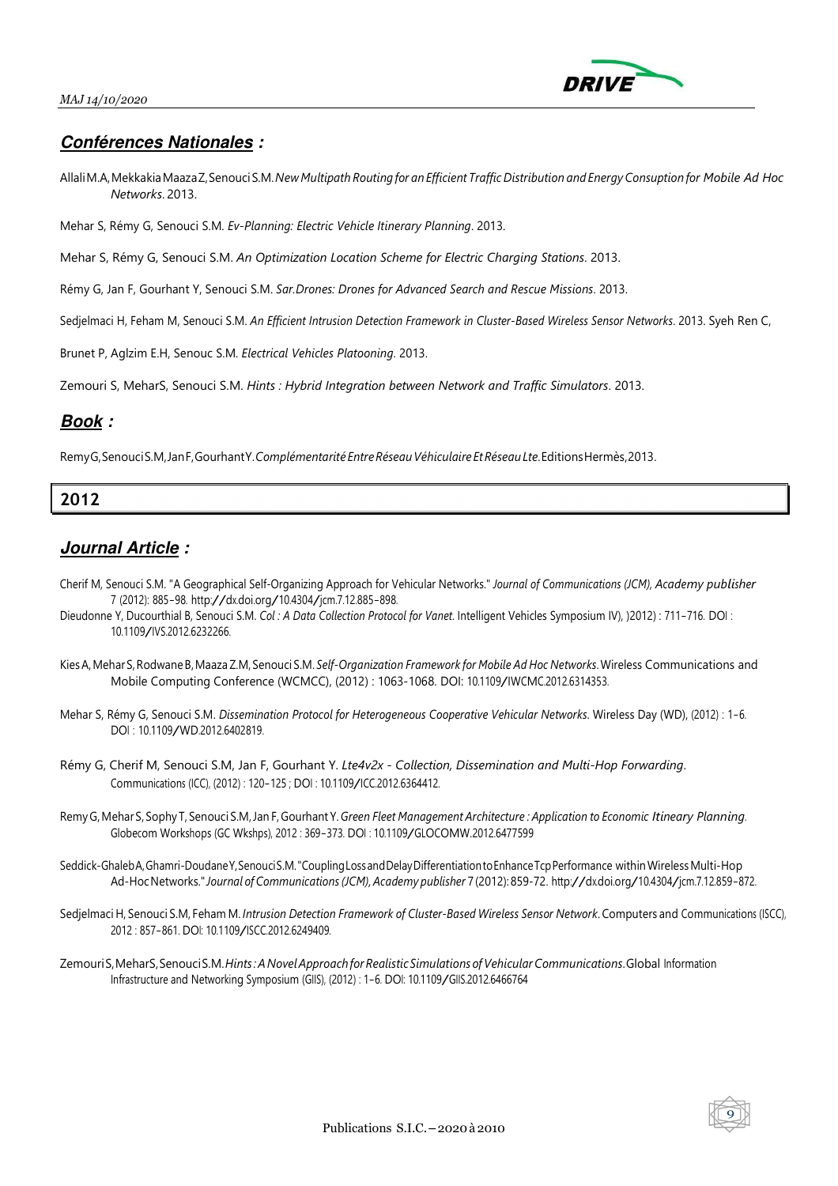### ***Conférences Nationales :***

Allali M.A, Mekkakia Maaza Z, Senouci S.M. *New Multipath Routing for an Efficient Traffic Distribution and Energy Consuption for Mobile Ad Hoc Networks*. 2013.

Mehar S, Rémy G, Senouci S.M. *Ev-Planning: Electric Vehicle Itinerary Planning*. 2013.

Mehar S, Rémy G, Senouci S.M. *An Optimization Location Scheme for Electric Charging Stations*. 2013.

Rémy G, Jan F, Gourhant Y, Senouci S.M. *Sar.Drones: Drones for Advanced Search and Rescue Missions*. 2013.

Sedjelmaci H, Feham M, Senouci S.M. *An Efficient Intrusion Detection Framework in Cluster-Based Wireless Sensor Networks*. 2013. Syeh Ren C,

Brunet P, Aglzim E.H, Senouc S.M. *Electrical Vehicles Platooning*. 2013.

Zemouri S, MeharS, Senouci S.M. *Hints : Hybrid Integration between Network and Traffic Simulators*. 2013.

### ***Book :***

Remy G, Senouci S.M, Jan F, Gourhant Y. *Complémentarité Entre Réseau Véhiculaire Et Réseau Lte*. Editions Hermès, 2013.

## 2012

### ***Journal Article :***

Cherif M, Senouci S.M. "A Geographical Self-Organizing Approach for Vehicular Networks." *Journal of Communications (JCM), Academy publisher* 7 (2012): 885–98. http://dx.doi.org/10.4304/jcm.7.12.885-898.

Dieudonne Y, Ducourthial B, Senouci S.M. *Col : A Data Collection Protocol for Vanet*. Intelligent Vehicles Symposium IV), )2012) : 711–716. DOI : 10.1109/IVS.2012.6232266.

Kies A, Mehar S, Rodwane B, Maaza Z.M, Senouci S.M. *Self-Organization Framework for Mobile Ad Hoc Networks*. Wireless Communications and Mobile Computing Conference (WCMCC), (2012) : 1063-1068. DOI: 10.1109/IWCMC.2012.6314353.

Mehar S, Rémy G, Senouci S.M. *Dissemination Protocol for Heterogeneous Cooperative Vehicular Networks*. Wireless Day (WD), (2012) : 1–6. DOI : 10.1109/WD.2012.6402819.

Rémy G, Cherif M, Senouci S.M, Jan F, Gourhant Y. *Lte4v2x - Collection, Dissemination and Multi-Hop Forwarding*. Communications (ICC), (2012) : 120–125 ; DOI : 10.1109/ICC.2012.6364412.

Remy G, Mehar S, Sophy T, Senouci S.M, Jan F, Gourhant Y. *Green Fleet Management Architecture : Application to Economic Itineary Planning*. Globecom Workshops (GC Wkshps), 2012 : 369–373. DOI : 10.1109/GLOCOMW.2012.6477599

Seddick-Ghaleb A, Ghamri-Doudane Y, Senouci S.M. "Coupling Loss and Delay Differentiation to Enhance Tcp Performance within Wireless Multi-Hop Ad-Hoc Networks." *Journal of Communications (JCM), Academy publisher* 7 (2012): 859-72. http://dx.doi.org/10.4304/jcm.7.12.859-872.

Sedjelmaci H, Senouci S.M, Feham M. *Intrusion Detection Framework of Cluster-Based Wireless Sensor Network*. Computers and Communications (ISCC), 2012 : 857–861. DOI: 10.1109/ISCC.2012.6249409.

Zemouri S, MeharS, Senouci S.M. *Hints : A Novel Approach for Realistic Simulations of Vehicular Communications*. Global Information Infrastructure and Networking Symposium (GIIS), (2012) : 1–6. DOI: 10.1109/GIIS.2012.6466764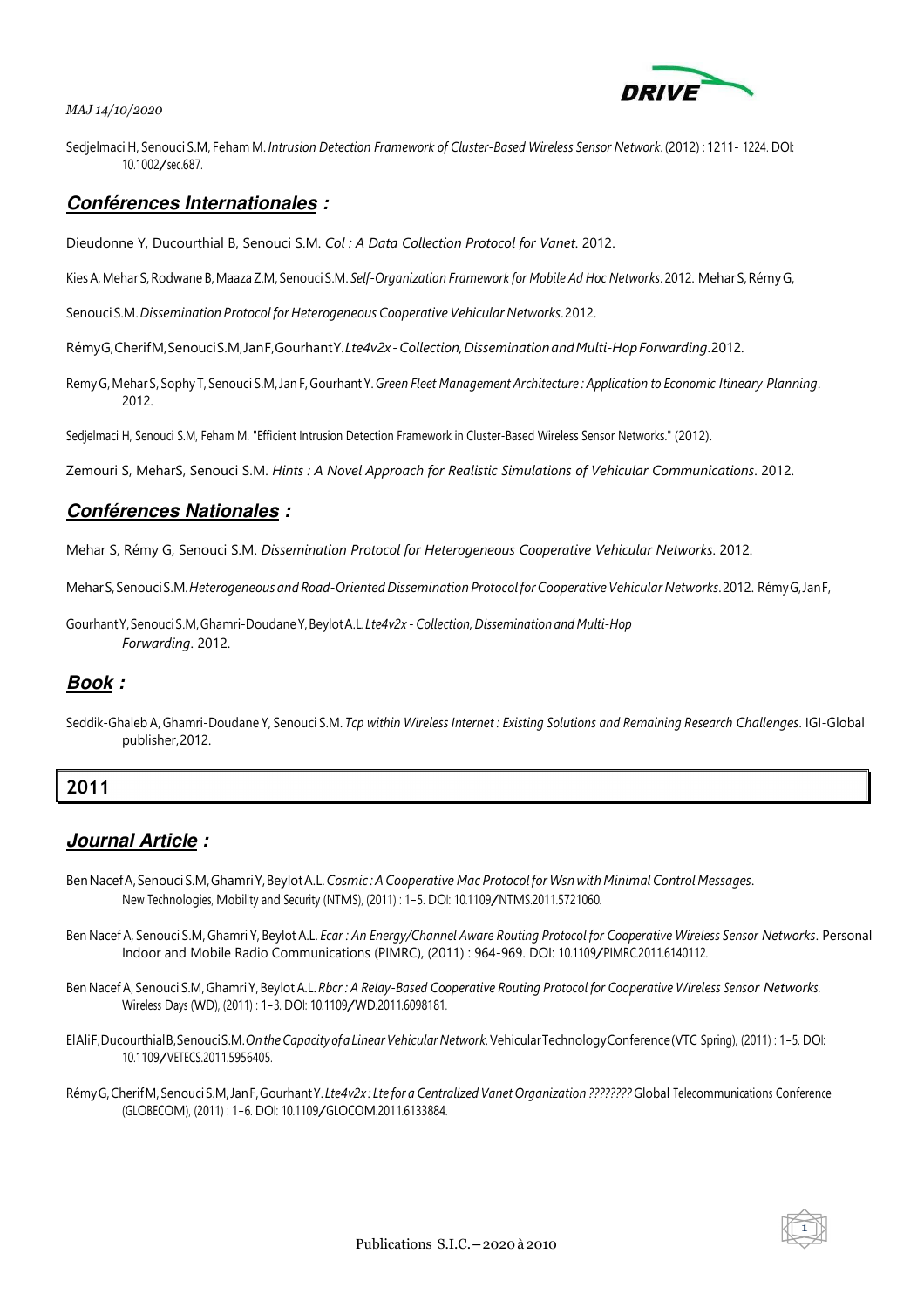Sedjelmaci H, Senouci S.M, Feham M. *Intrusion Detection Framework of Cluster-Based Wireless Sensor Network*. (2012) : 1211- 1224. DOI: 10.1002/sec.687.

## ***Conférences Internationales*** :

Dieudonne Y, Ducourthial B, Senouci S.M. *Col : A Data Collection Protocol for Vanet*. 2012.

Kies A, Mehar S, Rodwane B, Maaza Z.M, Senouci S.M. *Self-Organization Framework for Mobile Ad Hoc Networks*. 2012. Mehar S, Rémy G,

Senouci S.M. *Dissemination Protocol for Heterogeneous Cooperative Vehicular Networks*. 2012.

Rémy G, Cherif M, Senouci S.M, Jan F, Gourhant Y. *Lte4v2x - Collection, Dissemination and Multi-Hop Forwarding*. 2012.

Remy G, Mehar S, Sophy T, Senouci S.M, Jan F, Gourhant Y. *Green Fleet Management Architecture : Application to Economic Itineary Planning*. 2012.

Sedjelmaci H, Senouci S.M, Feham M. "Efficient Intrusion Detection Framework in Cluster-Based Wireless Sensor Networks." (2012).

Zemouri S, MeharS, Senouci S.M. *Hints : A Novel Approach for Realistic Simulations of Vehicular Communications*. 2012.

## ***Conférences Nationales*** :

Mehar S, Rémy G, Senouci S.M. *Dissemination Protocol for Heterogeneous Cooperative Vehicular Networks*. 2012.

Mehar S, Senouci S.M. *Heterogeneous and Road-Oriented Dissemination Protocol for Cooperative Vehicular Networks*. 2012. Rémy G, Jan F,

Gourhant Y, Senouci S.M, Ghamri-Doudane Y, Beylot A.L. *Lte4v2x - Collection, Dissemination and Multi-Hop Forwarding*. 2012.

## ***Book*** :

Seddik-Ghaleb A, Ghamri-Doudane Y, Senouci S.M. *Tcp within Wireless Internet : Existing Solutions and Remaining Research Challenges*. IGI-Global publisher, 2012.

# 2011

## ***Journal Article*** :

Ben Nacef A, Senouci S.M, Ghamri Y, Beylot A.L. *Cosmic : A Cooperative Mac Protocol for Wsn with Minimal Control Messages*. New Technologies, Mobility and Security (NTMS), (2011) : 1-5. DOI: 10.1109/NTMS.2011.5721060.

Ben Nacef A, Senouci S.M, Ghamri Y, Beylot A.L. *Ecar : An Energy/Channel Aware Routing Protocol for Cooperative Wireless Sensor Networks*. Personal Indoor and Mobile Radio Communications (PIMRC), (2011) : 964-969. DOI: 10.1109/PIMRC.2011.6140112.

Ben Nacef A, Senouci S.M, Ghamri Y, Beylot A.L. *Rbcr : A Relay-Based Cooperative Routing Protocol for Cooperative Wireless Sensor Networks*. Wireless Days (WD), (2011) : 1-3. DOI: 10.1109/WD.2011.6098181.

El Ali F, Ducourthial B, Senouci S.M. *On the Capacity of a Linear Vehicular Network*. Vehicular Technology Conference (VTC Spring), (2011) : 1-5. DOI: 10.1109/VETECS.2011.5956405.

Rémy G, Cherif M, Senouci S.M, Jan F, Gourhant Y. *Lte4v2x : Lte for a Centralized Vanet Organization ????????* Global Telecommunications Conference (GLOBECOM), (2011) : 1-6. DOI: 10.1109/GLOCOM.2011.6133884.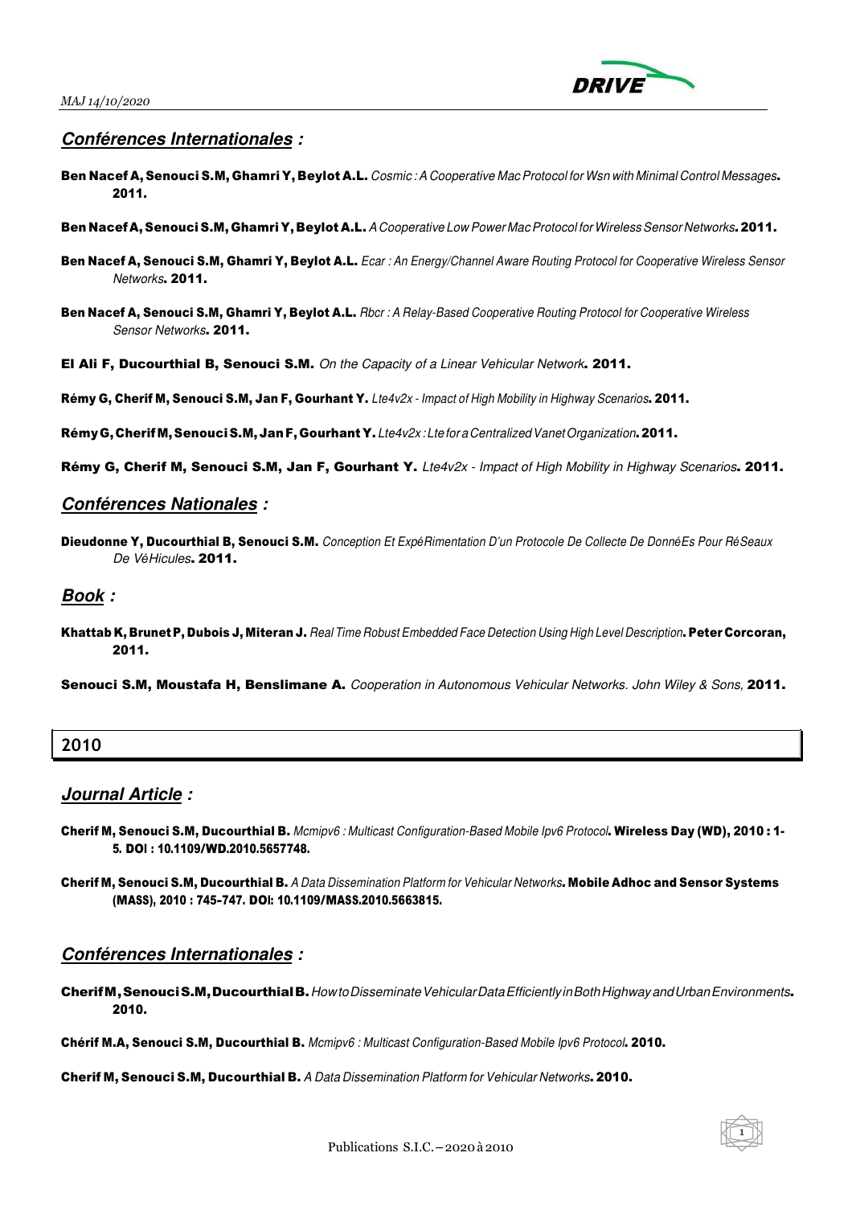### *Conférences Internationales :*

**Ben Nacef A, Senouci S.M, Ghamri Y, Beylot A.L.** *Cosmic : A Cooperative Mac Protocol for Wsn with Minimal Control Messages*. **2011.**

**Ben Nacef A, Senouci S.M, Ghamri Y, Beylot A.L.** *A Cooperative Low Power Mac Protocol for Wireless Sensor Networks*. **2011.**

**Ben Nacef A, Senouci S.M, Ghamri Y, Beylot A.L.** *Ecar : An Energy/Channel Aware Routing Protocol for Cooperative Wireless Sensor Networks*. **2011.**

**Ben Nacef A, Senouci S.M, Ghamri Y, Beylot A.L.** *Rbcr : A Relay-Based Cooperative Routing Protocol for Cooperative Wireless Sensor Networks*. **2011.**

**El Ali F, Ducourthial B, Senouci S.M.** *On the Capacity of a Linear Vehicular Network*. **2011.**

**Rémy G, Cherif M, Senouci S.M, Jan F, Gourhant Y.** *Lte4v2x - Impact of High Mobility in Highway Scenarios*. **2011.**

**Rémy G, Cherif M, Senouci S.M, Jan F, Gourhant Y.** *Lte4v2x : Lte for a Centralized Vanet Organization*. **2011.**

**Rémy G, Cherif M, Senouci S.M, Jan F, Gourhant Y.** *Lte4v2x - Impact of High Mobility in Highway Scenarios*. **2011.**

### *Conférences Nationales :*

**Dieudonne Y, Ducourthial B, Senouci S.M.** *Conception Et ExpéRimentation D'un Protocole De Collecte De DonnéEs Pour RéSeaux De VéHicules*. **2011.**

### *Book :*

**Khattab K, Brunet P, Dubois J, Miteran J.** *Real Time Robust Embedded Face Detection Using High Level Description*. **Peter Corcoran, 2011.**

**Senouci S.M, Moustafa H, Benslimane A.** *Cooperation in Autonomous Vehicular Networks. John Wiley & Sons,* **2011.**

## 2010

### *Journal Article :*

**Cherif M, Senouci S.M, Ducourthial B.** *Mcmipv6 : Multicast Configuration-Based Mobile Ipv6 Protocol*. **Wireless Day (WD), 2010 : 1-5. DOI : 10.1109/WD.2010.5657748.**

**Cherif M, Senouci S.M, Ducourthial B.** *A Data Dissemination Platform for Vehicular Networks*. **Mobile Adhoc and Sensor Systems (MASS), 2010 : 745-747. DOI: 10.1109/MASS.2010.5663815.**

### *Conférences Internationales :*

**Cherif M, Senouci S.M, Ducourthial B.** *How to Disseminate Vehicular Data Efficiently in Both Highway and Urban Environments*. **2010.**

**Chérif M.A, Senouci S.M, Ducourthial B.** *Mcmipv6 : Multicast Configuration-Based Mobile Ipv6 Protocol*. **2010.**

**Cherif M, Senouci S.M, Ducourthial B.** *A Data Dissemination Platform for Vehicular Networks*. **2010.**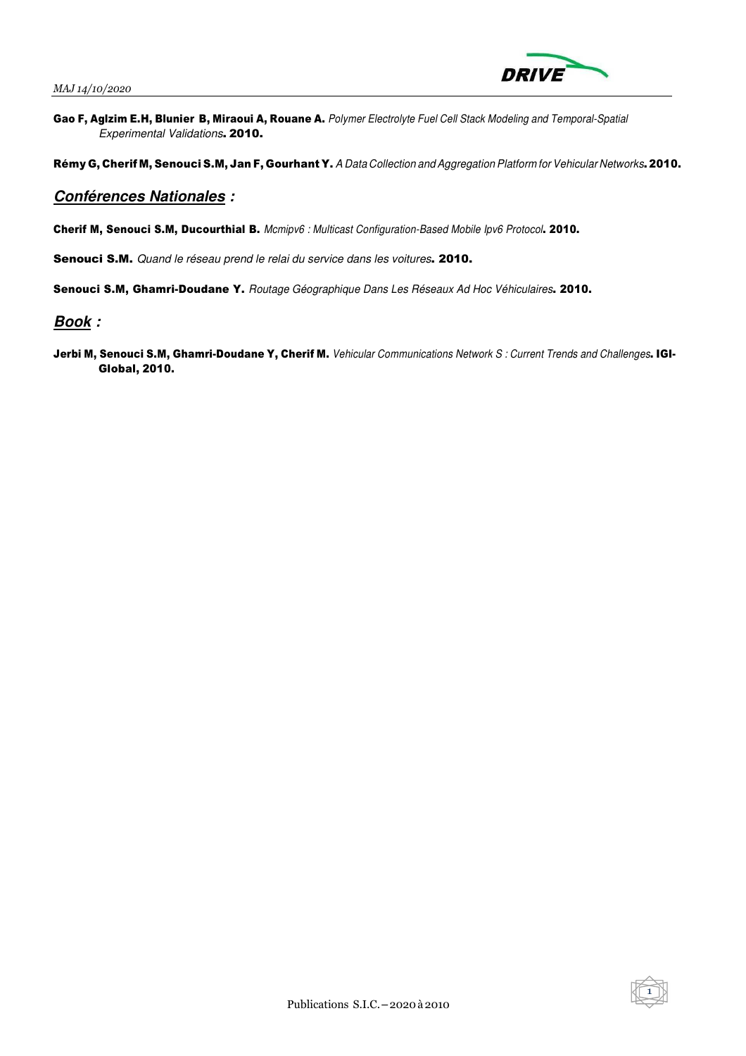**Gao F, Aglzim E.H, Blunier B, Miraoui A, Rouane A.** *Polymer Electrolyte Fuel Cell Stack Modeling and Temporal-Spatial Experimental Validations*. **2010.**

**Rémy G, Cherif M, Senouci S.M, Jan F, Gourhant Y.** *A Data Collection and Aggregation Platform for Vehicular Networks*. **2010.**

## *Conférences Nationales :*

**Cherif M, Senouci S.M, Ducourthial B.** *Mcmipv6 : Multicast Configuration-Based Mobile Ipv6 Protocol*. **2010.**

**Senouci S.M.** *Quand le réseau prend le relai du service dans les voitures*. **2010.**

**Senouci S.M, Ghamri-Doudane Y.** *Routage Géographique Dans Les Réseaux Ad Hoc Véhiculaires*. **2010.**

## *Book :*

**Jerbi M, Senouci S.M, Ghamri-Doudane Y, Cherif M.** *Vehicular Communications Network S : Current Trends and Challenges*. **IGI-Global, 2010.**